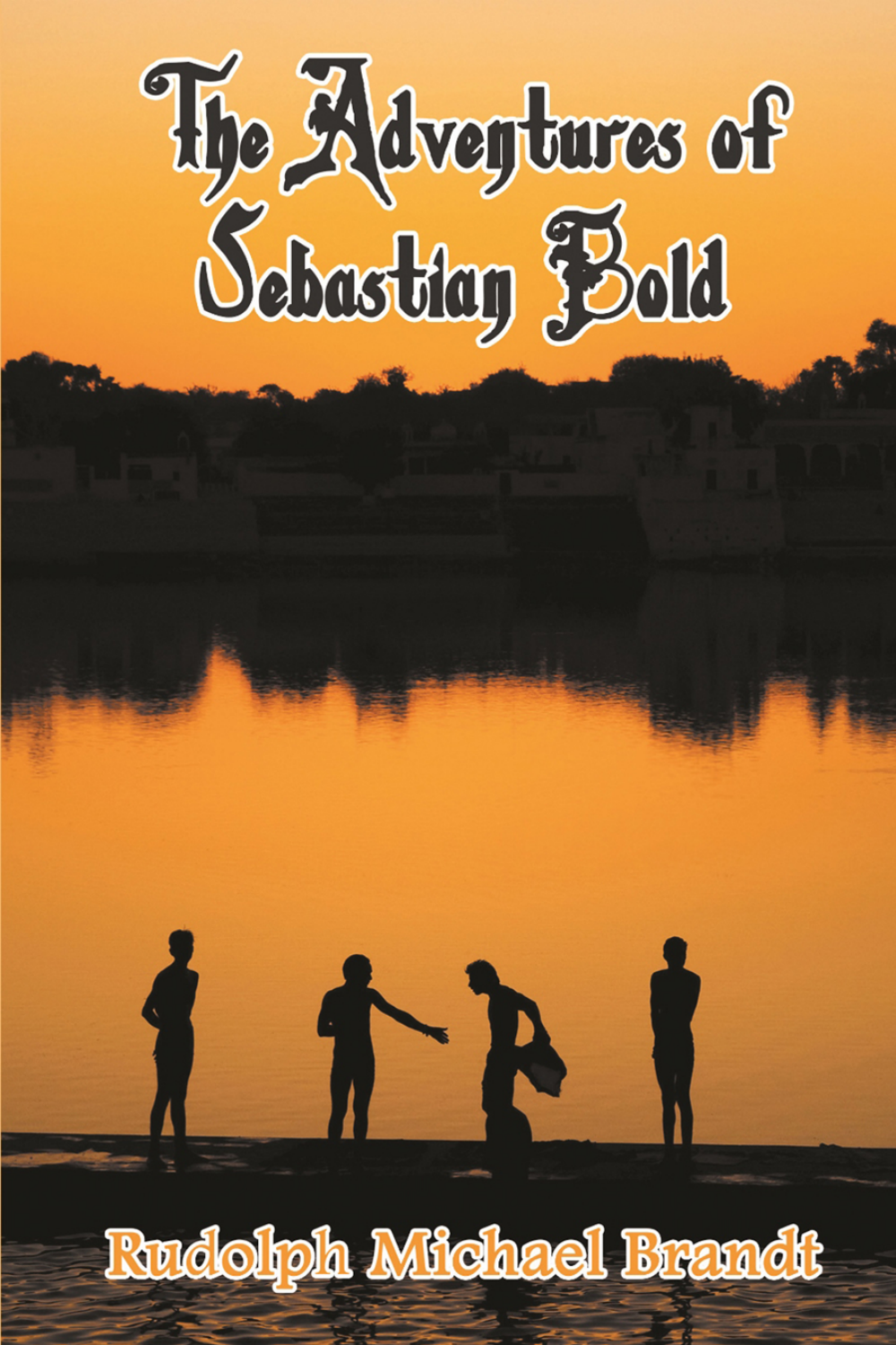# The Adventures of Sebastian Bold

Rudolph Michael Brandt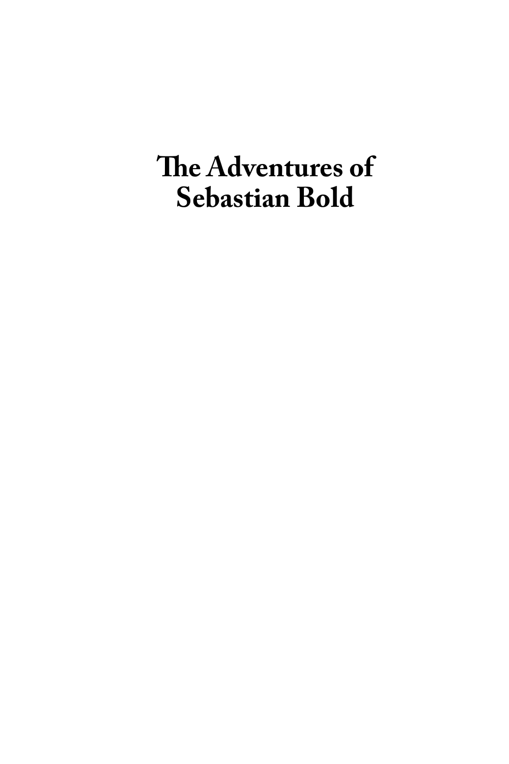# The Adventures of Sebastian Bold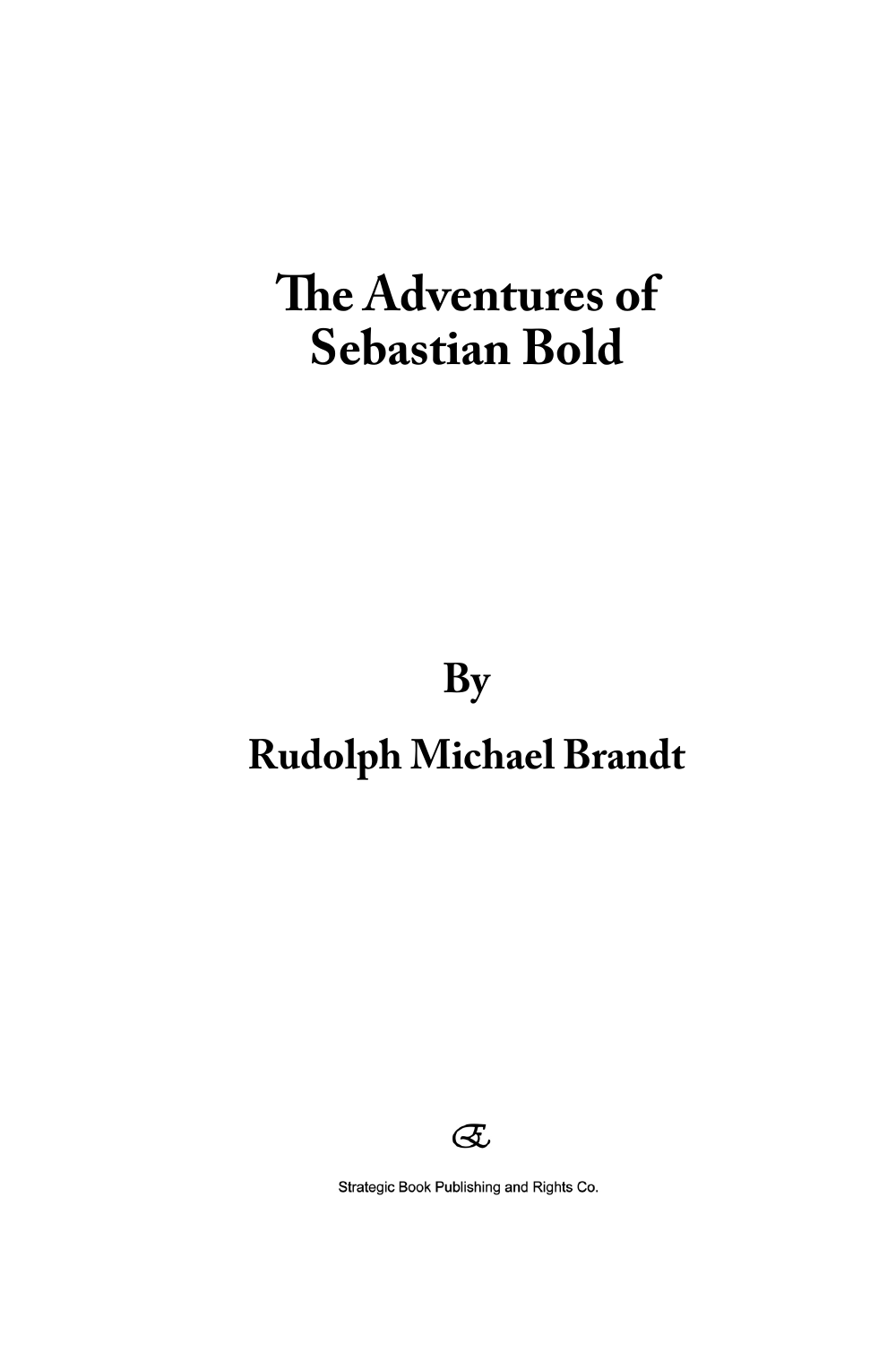# The Adventures of Sebastian Bold

By

**Rudolph Michael Brandt**

Strategic Book Publishing and Rights Co.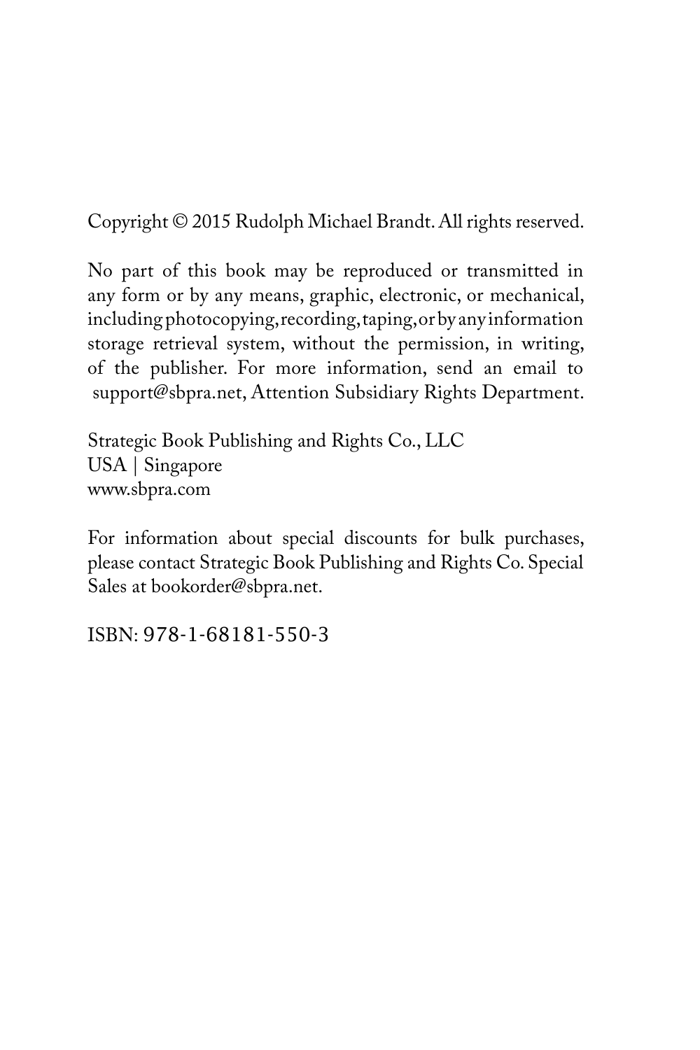Copyright © 2015 Rudolph Michael Brandt. All rights reserved.

No part of this book may be reproduced or transmitted in any form or by any means, graphic, electronic, or mechanical, including photocopying, recording, taping, or by any information storage retrieval system, without the permission, in writing, of the publisher. For more information, send an email to support@sbpra.net, Attention Subsidiary Rights Department.

Strategic Book Publishing and Rights Co., LLC
USA | Singapore
www.sbpra.com

For information about special discounts for bulk purchases, please contact Strategic Book Publishing and Rights Co. Special Sales at bookorder@sbpra.net.

ISBN: 978-1-68181-550-3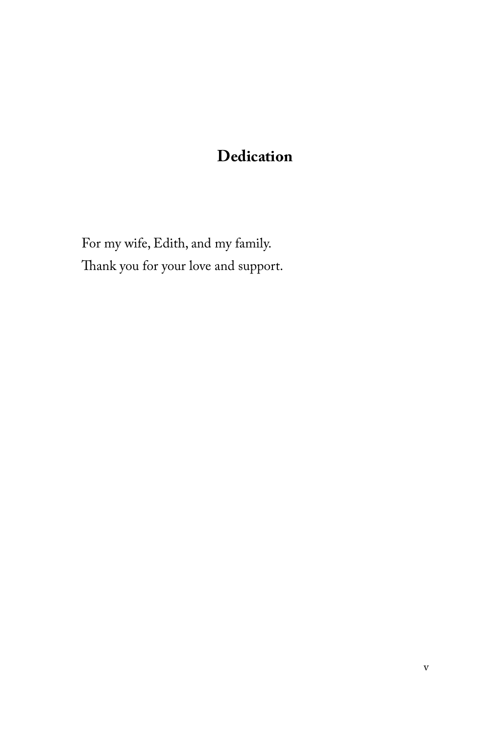# Dedication

For my wife, Edith, and my family.
Thank you for your love and support.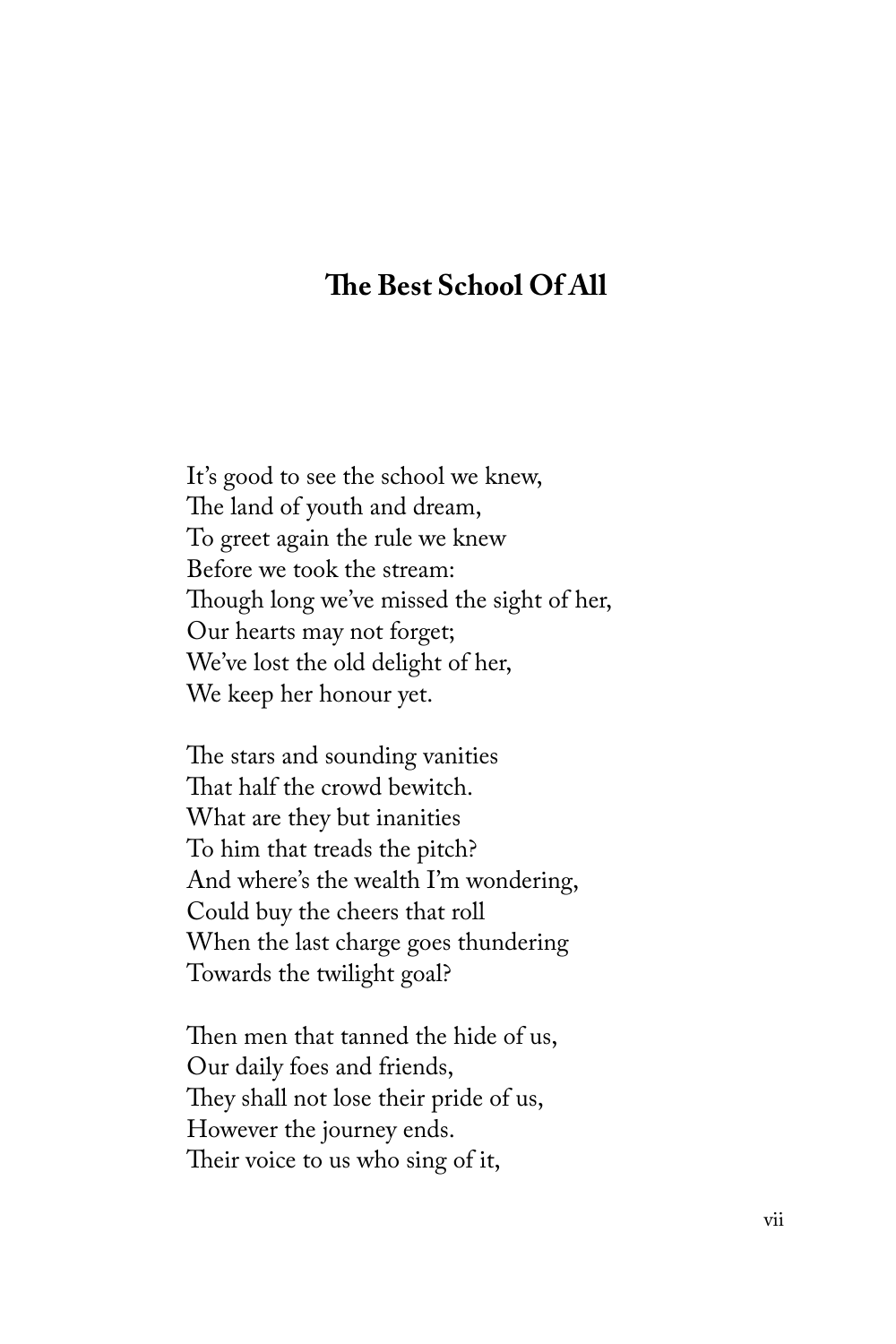## The Best School Of All

It's good to see the school we knew,  
The land of youth and dream,  
To greet again the rule we knew  
Before we took the stream:  
Though long we've missed the sight of her,  
Our hearts may not forget;  
We've lost the old delight of her,  
We keep her honour yet.

The stars and sounding vanities  
That half the crowd bewitch.  
What are they but inanities  
To him that treads the pitch?  
And where's the wealth I'm wondering,  
Could buy the cheers that roll  
When the last charge goes thundering  
Towards the twilight goal?

Then men that tanned the hide of us,  
Our daily foes and friends,  
They shall not lose their pride of us,  
However the journey ends.  
Their voice to us who sing of it,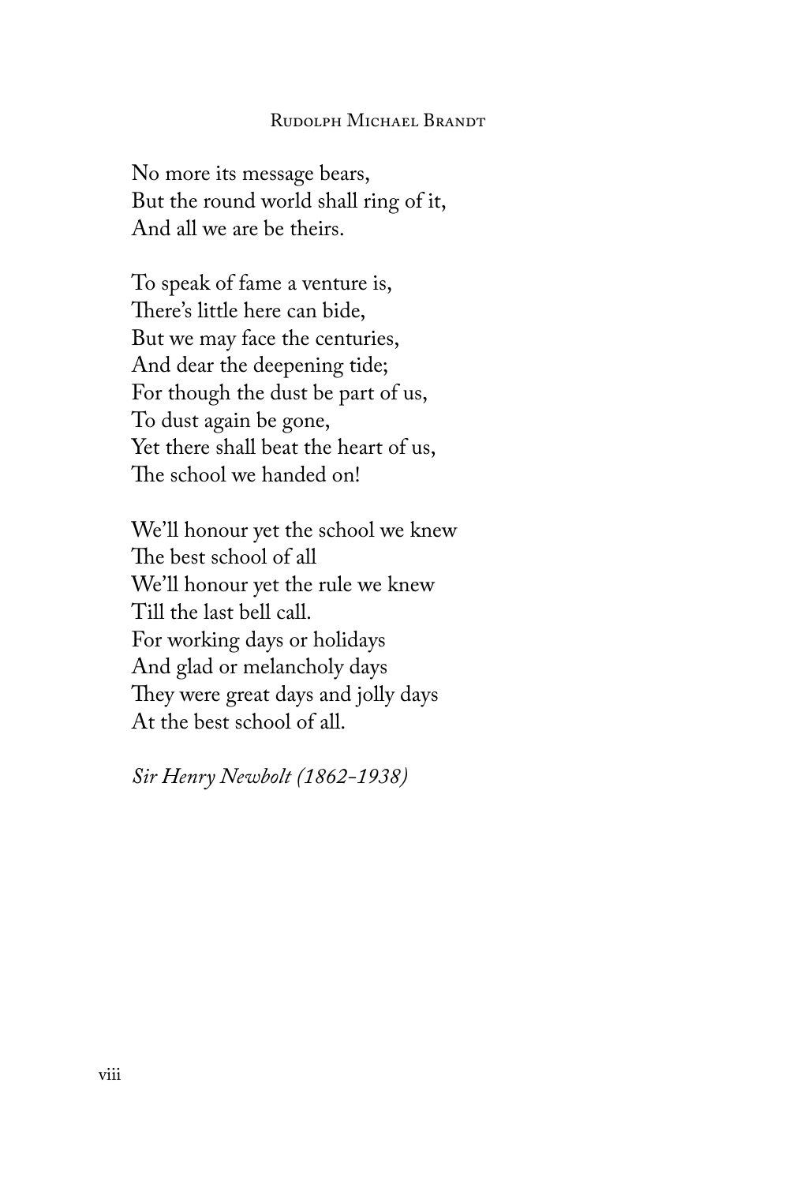No more its message bears,  
But the round world shall ring of it,  
And all we are be theirs.

To speak of fame a venture is,  
There's little here can bide,  
But we may face the centuries,  
And dear the deepening tide;  
For though the dust be part of us,  
To dust again be gone,  
Yet there shall beat the heart of us,  
The school we handed on!

We'll honour yet the school we knew  
The best school of all  
We'll honour yet the rule we knew  
Till the last bell call.  
For working days or holidays  
And glad or melancholy days  
They were great days and jolly days  
At the best school of all.

*Sir Henry Newbolt (1862-1938)*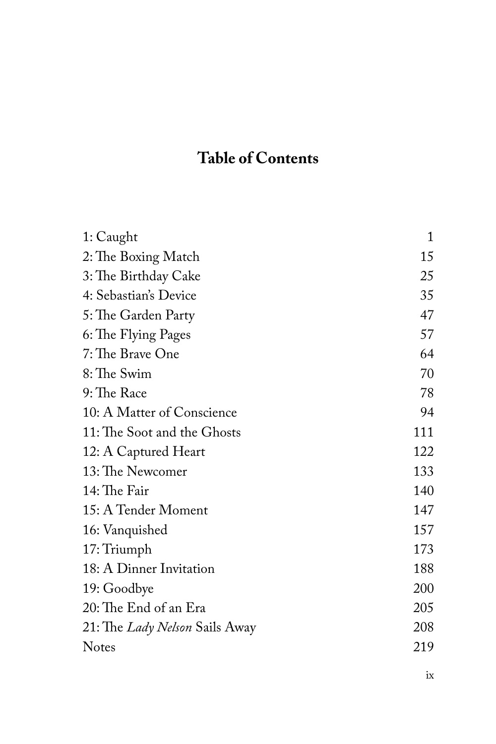# Table of Contents

| | |
|---|---|
| 1: Caught | 1 |
| 2: The Boxing Match | 15 |
| 3: The Birthday Cake | 25 |
| 4: Sebastian's Device | 35 |
| 5: The Garden Party | 47 |
| 6: The Flying Pages | 57 |
| 7: The Brave One | 64 |
| 8: The Swim | 70 |
| 9: The Race | 78 |
| 10: A Matter of Conscience | 94 |
| 11: The Soot and the Ghosts | 111 |
| 12: A Captured Heart | 122 |
| 13: The Newcomer | 133 |
| 14: The Fair | 140 |
| 15: A Tender Moment | 147 |
| 16: Vanquished | 157 |
| 17: Triumph | 173 |
| 18: A Dinner Invitation | 188 |
| 19: Goodbye | 200 |
| 20: The End of an Era | 205 |
| 21: The *Lady Nelson* Sails Away | 208 |
| Notes | 219 |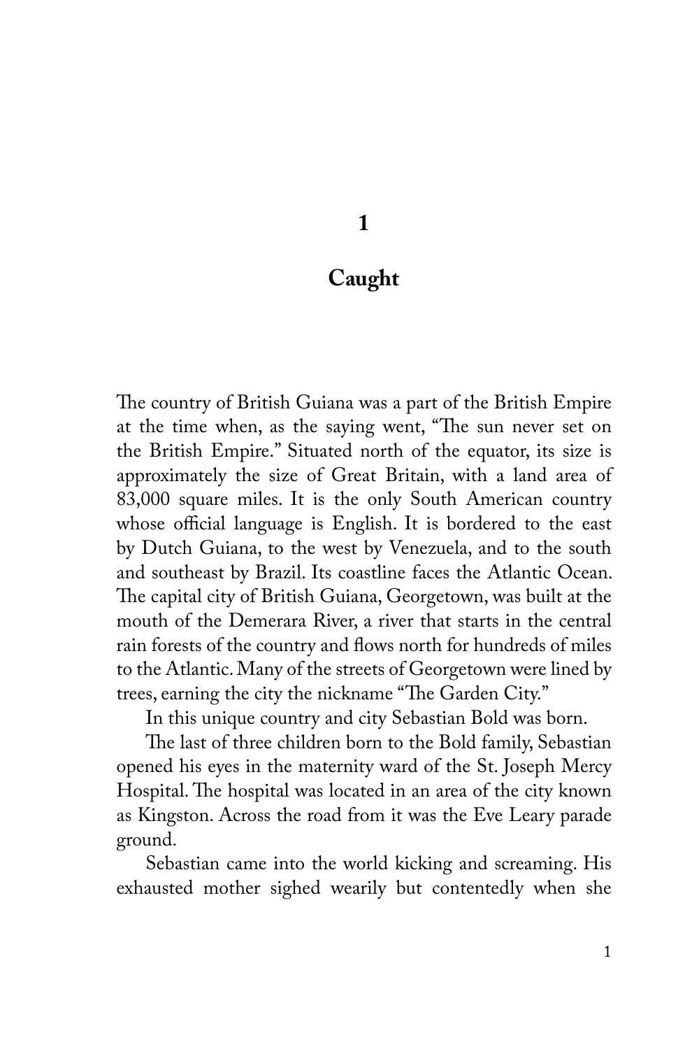# 1

# Caught

The country of British Guiana was a part of the British Empire at the time when, as the saying went, "The sun never set on the British Empire." Situated north of the equator, its size is approximately the size of Great Britain, with a land area of 83,000 square miles. It is the only South American country whose official language is English. It is bordered to the east by Dutch Guiana, to the west by Venezuela, and to the south and southeast by Brazil. Its coastline faces the Atlantic Ocean. The capital city of British Guiana, Georgetown, was built at the mouth of the Demerara River, a river that starts in the central rain forests of the country and flows north for hundreds of miles to the Atlantic. Many of the streets of Georgetown were lined by trees, earning the city the nickname "The Garden City."

In this unique country and city Sebastian Bold was born.

The last of three children born to the Bold family, Sebastian opened his eyes in the maternity ward of the St. Joseph Mercy Hospital. The hospital was located in an area of the city known as Kingston. Across the road from it was the Eve Leary parade ground.

Sebastian came into the world kicking and screaming. His exhausted mother sighed wearily but contentedly when she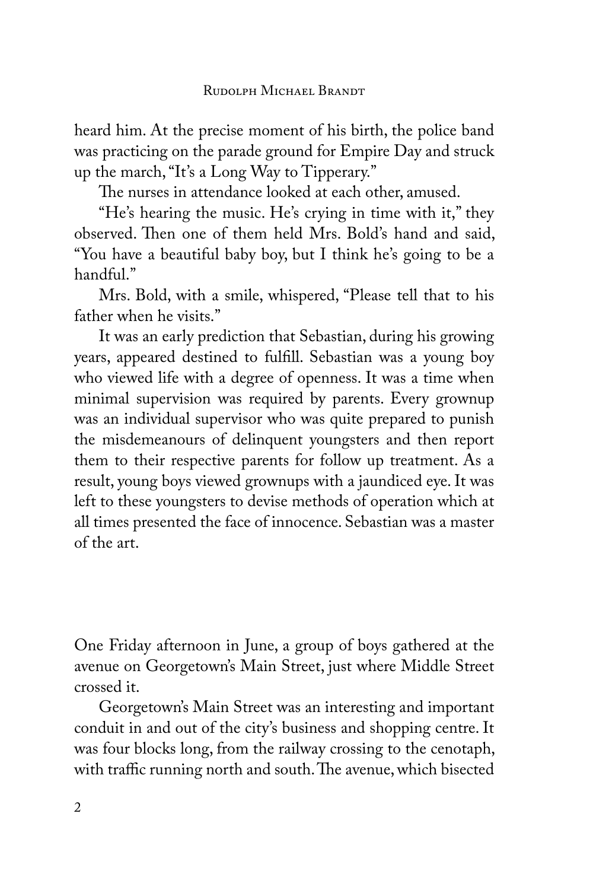heard him. At the precise moment of his birth, the police band was practicing on the parade ground for Empire Day and struck up the march, "It's a Long Way to Tipperary."

The nurses in attendance looked at each other, amused.

"He's hearing the music. He's crying in time with it," they observed. Then one of them held Mrs. Bold's hand and said, "You have a beautiful baby boy, but I think he's going to be a handful."

Mrs. Bold, with a smile, whispered, "Please tell that to his father when he visits."

It was an early prediction that Sebastian, during his growing years, appeared destined to fulfill. Sebastian was a young boy who viewed life with a degree of openness. It was a time when minimal supervision was required by parents. Every grownup was an individual supervisor who was quite prepared to punish the misdemeanours of delinquent youngsters and then report them to their respective parents for follow up treatment. As a result, young boys viewed grownups with a jaundiced eye. It was left to these youngsters to devise methods of operation which at all times presented the face of innocence. Sebastian was a master of the art.

One Friday afternoon in June, a group of boys gathered at the avenue on Georgetown's Main Street, just where Middle Street crossed it.

Georgetown's Main Street was an interesting and important conduit in and out of the city's business and shopping centre. It was four blocks long, from the railway crossing to the cenotaph, with traffic running north and south. The avenue, which bisected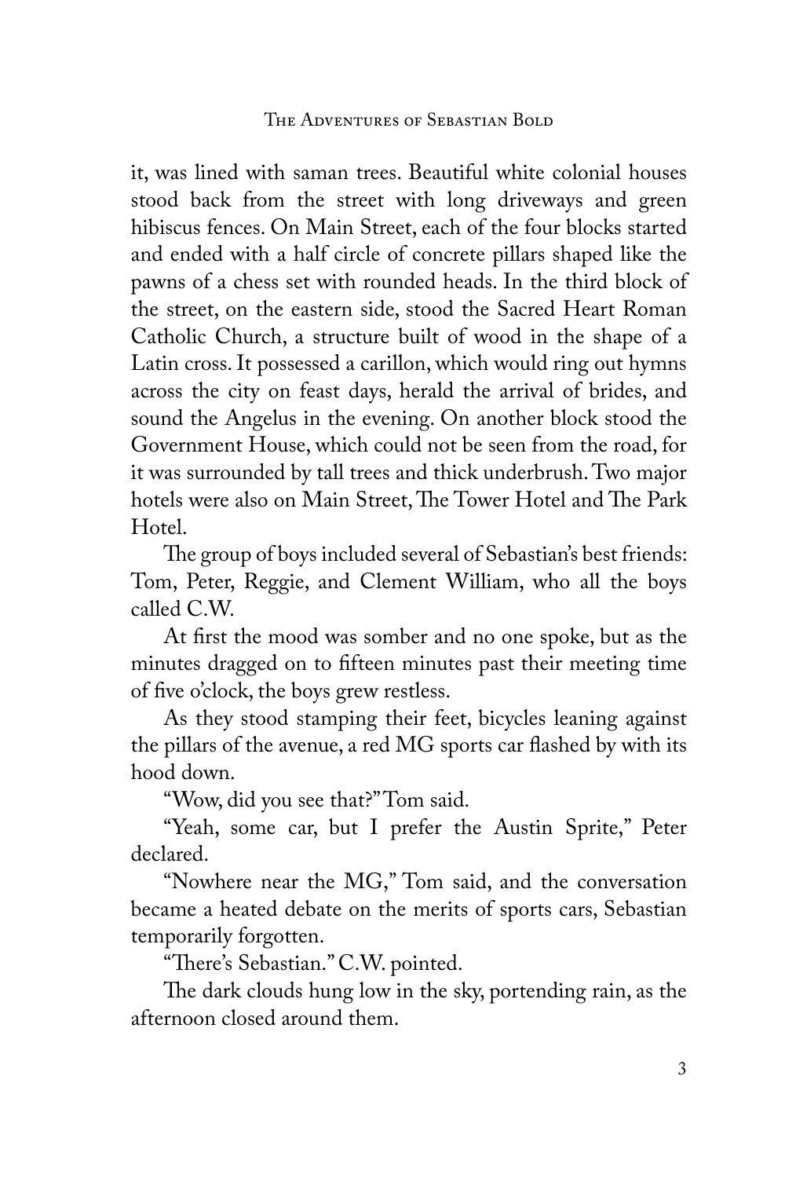it, was lined with saman trees. Beautiful white colonial houses stood back from the street with long driveways and green hibiscus fences. On Main Street, each of the four blocks started and ended with a half circle of concrete pillars shaped like the pawns of a chess set with rounded heads. In the third block of the street, on the eastern side, stood the Sacred Heart Roman Catholic Church, a structure built of wood in the shape of a Latin cross. It possessed a carillon, which would ring out hymns across the city on feast days, herald the arrival of brides, and sound the Angelus in the evening. On another block stood the Government House, which could not be seen from the road, for it was surrounded by tall trees and thick underbrush. Two major hotels were also on Main Street, The Tower Hotel and The Park Hotel.

The group of boys included several of Sebastian's best friends: Tom, Peter, Reggie, and Clement William, who all the boys called C.W.

At first the mood was somber and no one spoke, but as the minutes dragged on to fifteen minutes past their meeting time of five o'clock, the boys grew restless.

As they stood stamping their feet, bicycles leaning against the pillars of the avenue, a red MG sports car flashed by with its hood down.

"Wow, did you see that?" Tom said.

"Yeah, some car, but I prefer the Austin Sprite," Peter declared.

"Nowhere near the MG," Tom said, and the conversation became a heated debate on the merits of sports cars, Sebastian temporarily forgotten.

"There's Sebastian." C.W. pointed.

The dark clouds hung low in the sky, portending rain, as the afternoon closed around them.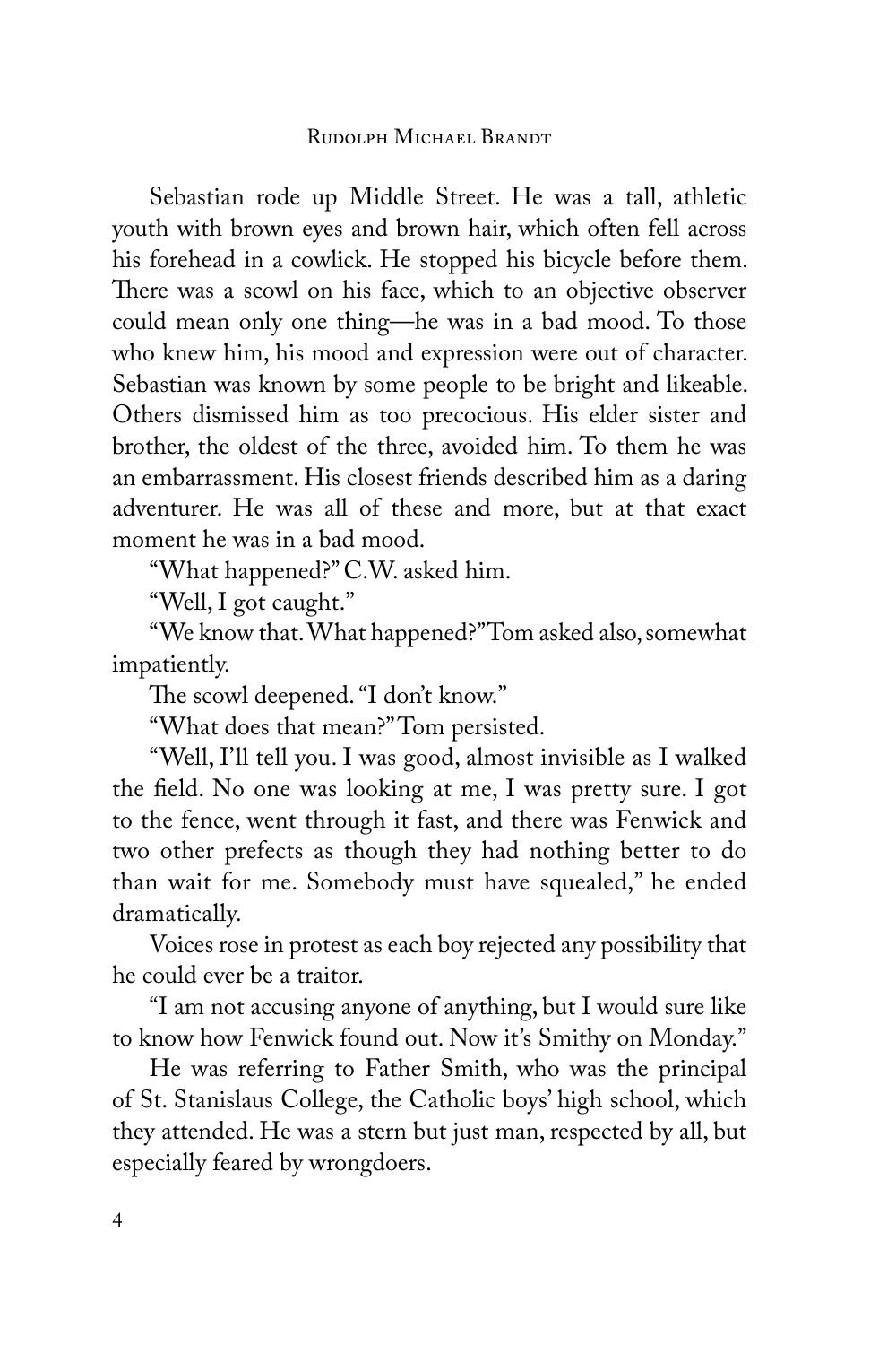Sebastian rode up Middle Street. He was a tall, athletic youth with brown eyes and brown hair, which often fell across his forehead in a cowlick. He stopped his bicycle before them. There was a scowl on his face, which to an objective observer could mean only one thing—he was in a bad mood. To those who knew him, his mood and expression were out of character. Sebastian was known by some people to be bright and likeable. Others dismissed him as too precocious. His elder sister and brother, the oldest of the three, avoided him. To them he was an embarrassment. His closest friends described him as a daring adventurer. He was all of these and more, but at that exact moment he was in a bad mood.

"What happened?" C.W. asked him.

"Well, I got caught."

"We know that. What happened?" Tom asked also, somewhat impatiently.

The scowl deepened. "I don't know."

"What does that mean?" Tom persisted.

"Well, I'll tell you. I was good, almost invisible as I walked the field. No one was looking at me, I was pretty sure. I got to the fence, went through it fast, and there was Fenwick and two other prefects as though they had nothing better to do than wait for me. Somebody must have squealed," he ended dramatically.

Voices rose in protest as each boy rejected any possibility that he could ever be a traitor.

"I am not accusing anyone of anything, but I would sure like to know how Fenwick found out. Now it's Smithy on Monday."

He was referring to Father Smith, who was the principal of St. Stanislaus College, the Catholic boys' high school, which they attended. He was a stern but just man, respected by all, but especially feared by wrongdoers.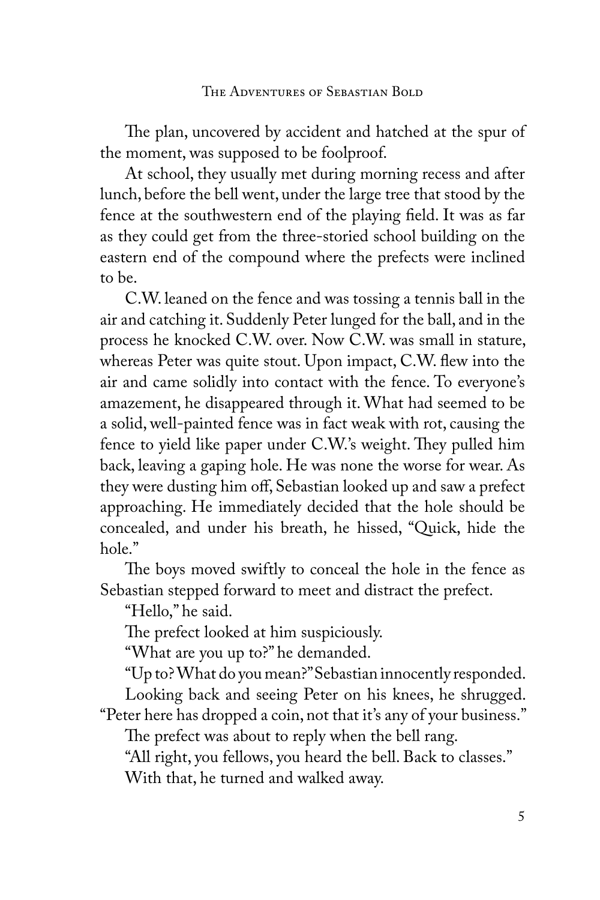The plan, uncovered by accident and hatched at the spur of the moment, was supposed to be foolproof.

At school, they usually met during morning recess and after lunch, before the bell went, under the large tree that stood by the fence at the southwestern end of the playing field. It was as far as they could get from the three-storied school building on the eastern end of the compound where the prefects were inclined to be.

C.W. leaned on the fence and was tossing a tennis ball in the air and catching it. Suddenly Peter lunged for the ball, and in the process he knocked C.W. over. Now C.W. was small in stature, whereas Peter was quite stout. Upon impact, C.W. flew into the air and came solidly into contact with the fence. To everyone's amazement, he disappeared through it. What had seemed to be a solid, well-painted fence was in fact weak with rot, causing the fence to yield like paper under C.W.'s weight. They pulled him back, leaving a gaping hole. He was none the worse for wear. As they were dusting him off, Sebastian looked up and saw a prefect approaching. He immediately decided that the hole should be concealed, and under his breath, he hissed, "Quick, hide the hole."

The boys moved swiftly to conceal the hole in the fence as Sebastian stepped forward to meet and distract the prefect.

"Hello," he said.

The prefect looked at him suspiciously.

"What are you up to?" he demanded.

"Up to? What do you mean?" Sebastian innocently responded.

Looking back and seeing Peter on his knees, he shrugged. "Peter here has dropped a coin, not that it's any of your business."

The prefect was about to reply when the bell rang.

"All right, you fellows, you heard the bell. Back to classes."

With that, he turned and walked away.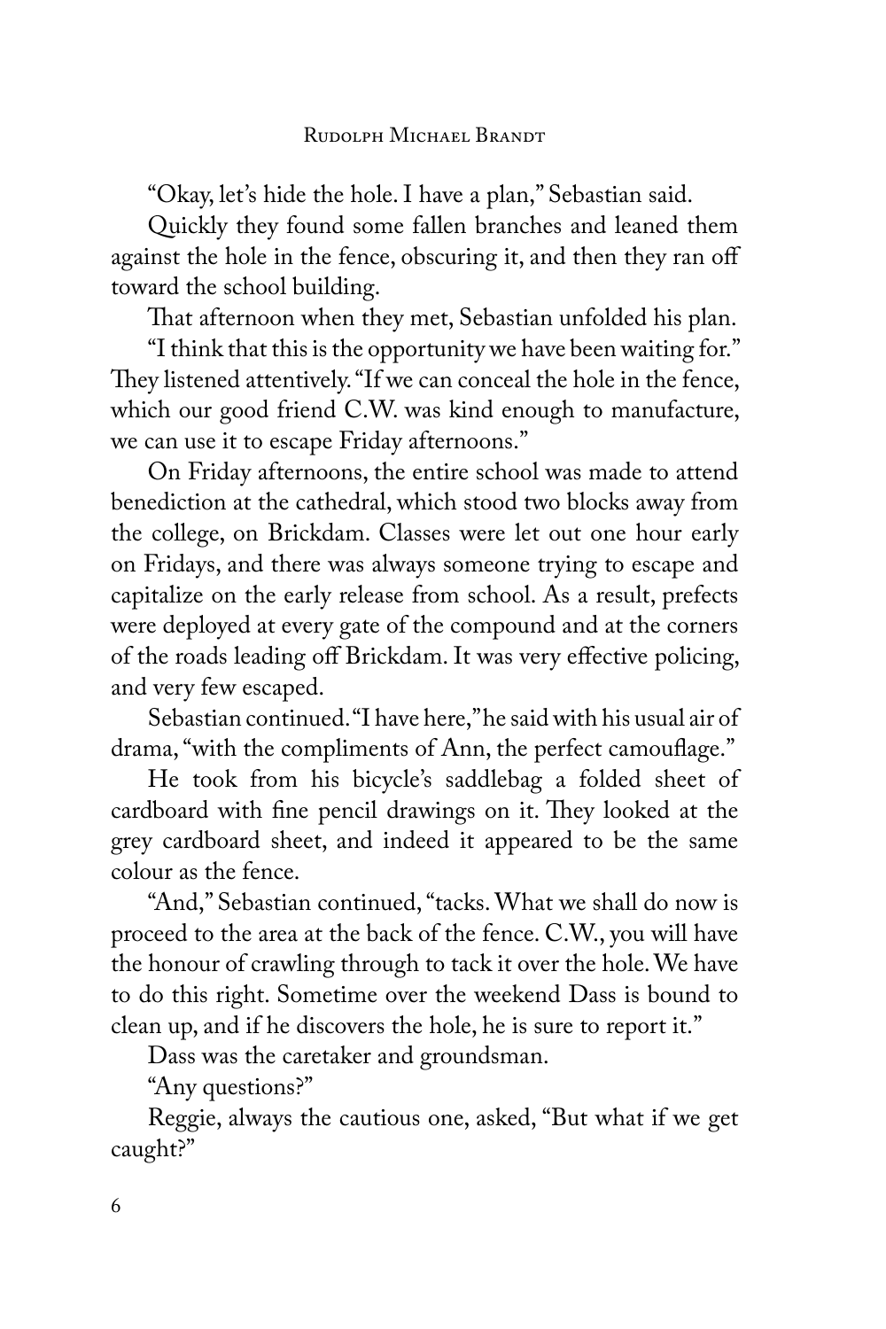"Okay, let's hide the hole. I have a plan," Sebastian said.

Quickly they found some fallen branches and leaned them against the hole in the fence, obscuring it, and then they ran off toward the school building.

That afternoon when they met, Sebastian unfolded his plan.

"I think that this is the opportunity we have been waiting for." They listened attentively. "If we can conceal the hole in the fence, which our good friend C.W. was kind enough to manufacture, we can use it to escape Friday afternoons."

On Friday afternoons, the entire school was made to attend benediction at the cathedral, which stood two blocks away from the college, on Brickdam. Classes were let out one hour early on Fridays, and there was always someone trying to escape and capitalize on the early release from school. As a result, prefects were deployed at every gate of the compound and at the corners of the roads leading off Brickdam. It was very effective policing, and very few escaped.

Sebastian continued. "I have here," he said with his usual air of drama, "with the compliments of Ann, the perfect camouflage."

He took from his bicycle's saddlebag a folded sheet of cardboard with fine pencil drawings on it. They looked at the grey cardboard sheet, and indeed it appeared to be the same colour as the fence.

"And," Sebastian continued, "tacks. What we shall do now is proceed to the area at the back of the fence. C.W., you will have the honour of crawling through to tack it over the hole. We have to do this right. Sometime over the weekend Dass is bound to clean up, and if he discovers the hole, he is sure to report it."

Dass was the caretaker and groundsman.

"Any questions?"

Reggie, always the cautious one, asked, "But what if we get caught?"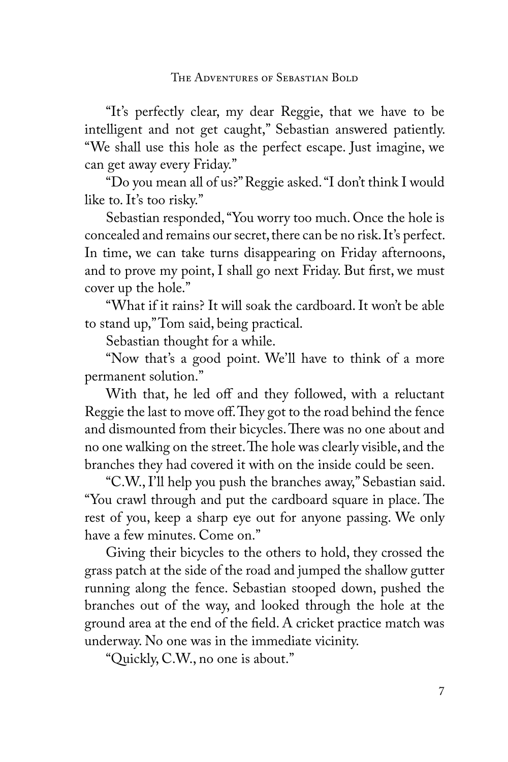"It's perfectly clear, my dear Reggie, that we have to be intelligent and not get caught," Sebastian answered patiently. "We shall use this hole as the perfect escape. Just imagine, we can get away every Friday."

"Do you mean all of us?" Reggie asked. "I don't think I would like to. It's too risky."

Sebastian responded, "You worry too much. Once the hole is concealed and remains our secret, there can be no risk. It's perfect. In time, we can take turns disappearing on Friday afternoons, and to prove my point, I shall go next Friday. But first, we must cover up the hole."

"What if it rains? It will soak the cardboard. It won't be able to stand up," Tom said, being practical.

Sebastian thought for a while.

"Now that's a good point. We'll have to think of a more permanent solution."

With that, he led off and they followed, with a reluctant Reggie the last to move off. They got to the road behind the fence and dismounted from their bicycles. There was no one about and no one walking on the street. The hole was clearly visible, and the branches they had covered it with on the inside could be seen.

"C.W., I'll help you push the branches away," Sebastian said. "You crawl through and put the cardboard square in place. The rest of you, keep a sharp eye out for anyone passing. We only have a few minutes. Come on."

Giving their bicycles to the others to hold, they crossed the grass patch at the side of the road and jumped the shallow gutter running along the fence. Sebastian stooped down, pushed the branches out of the way, and looked through the hole at the ground area at the end of the field. A cricket practice match was underway. No one was in the immediate vicinity.

"Quickly, C.W., no one is about."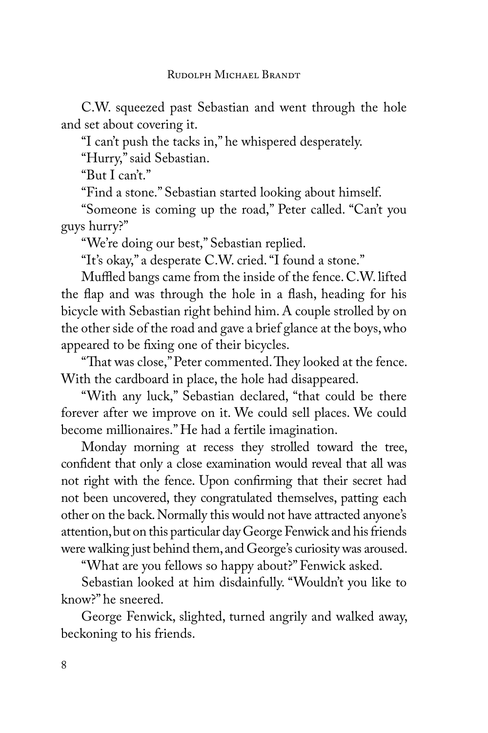C.W. squeezed past Sebastian and went through the hole and set about covering it.

"I can't push the tacks in," he whispered desperately.

"Hurry," said Sebastian.

"But I can't."

"Find a stone." Sebastian started looking about himself.

"Someone is coming up the road," Peter called. "Can't you guys hurry?"

"We're doing our best," Sebastian replied.

"It's okay," a desperate C.W. cried. "I found a stone."

Muffled bangs came from the inside of the fence. C.W. lifted the flap and was through the hole in a flash, heading for his bicycle with Sebastian right behind him. A couple strolled by on the other side of the road and gave a brief glance at the boys, who appeared to be fixing one of their bicycles.

"That was close," Peter commented. They looked at the fence. With the cardboard in place, the hole had disappeared.

"With any luck," Sebastian declared, "that could be there forever after we improve on it. We could sell places. We could become millionaires." He had a fertile imagination.

Monday morning at recess they strolled toward the tree, confident that only a close examination would reveal that all was not right with the fence. Upon confirming that their secret had not been uncovered, they congratulated themselves, patting each other on the back. Normally this would not have attracted anyone's attention, but on this particular day George Fenwick and his friends were walking just behind them, and George's curiosity was aroused.

"What are you fellows so happy about?" Fenwick asked.

Sebastian looked at him disdainfully. "Wouldn't you like to know?" he sneered.

George Fenwick, slighted, turned angrily and walked away, beckoning to his friends.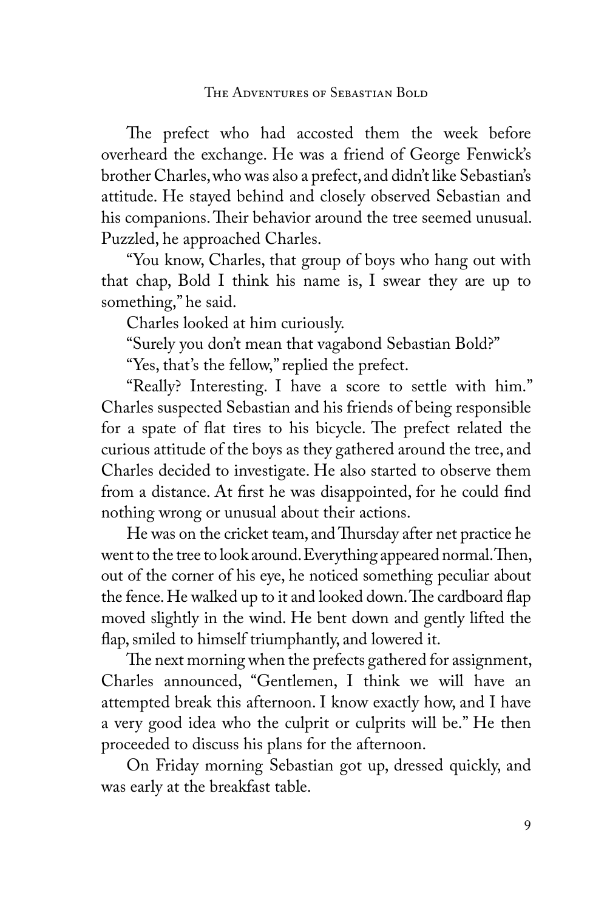The prefect who had accosted them the week before overheard the exchange. He was a friend of George Fenwick's brother Charles, who was also a prefect, and didn't like Sebastian's attitude. He stayed behind and closely observed Sebastian and his companions. Their behavior around the tree seemed unusual. Puzzled, he approached Charles.

"You know, Charles, that group of boys who hang out with that chap, Bold I think his name is, I swear they are up to something," he said.

Charles looked at him curiously.

"Surely you don't mean that vagabond Sebastian Bold?"

"Yes, that's the fellow," replied the prefect.

"Really? Interesting. I have a score to settle with him." Charles suspected Sebastian and his friends of being responsible for a spate of flat tires to his bicycle. The prefect related the curious attitude of the boys as they gathered around the tree, and Charles decided to investigate. He also started to observe them from a distance. At first he was disappointed, for he could find nothing wrong or unusual about their actions.

He was on the cricket team, and Thursday after net practice he went to the tree to look around. Everything appeared normal. Then, out of the corner of his eye, he noticed something peculiar about the fence. He walked up to it and looked down. The cardboard flap moved slightly in the wind. He bent down and gently lifted the flap, smiled to himself triumphantly, and lowered it.

The next morning when the prefects gathered for assignment, Charles announced, "Gentlemen, I think we will have an attempted break this afternoon. I know exactly how, and I have a very good idea who the culprit or culprits will be." He then proceeded to discuss his plans for the afternoon.

On Friday morning Sebastian got up, dressed quickly, and was early at the breakfast table.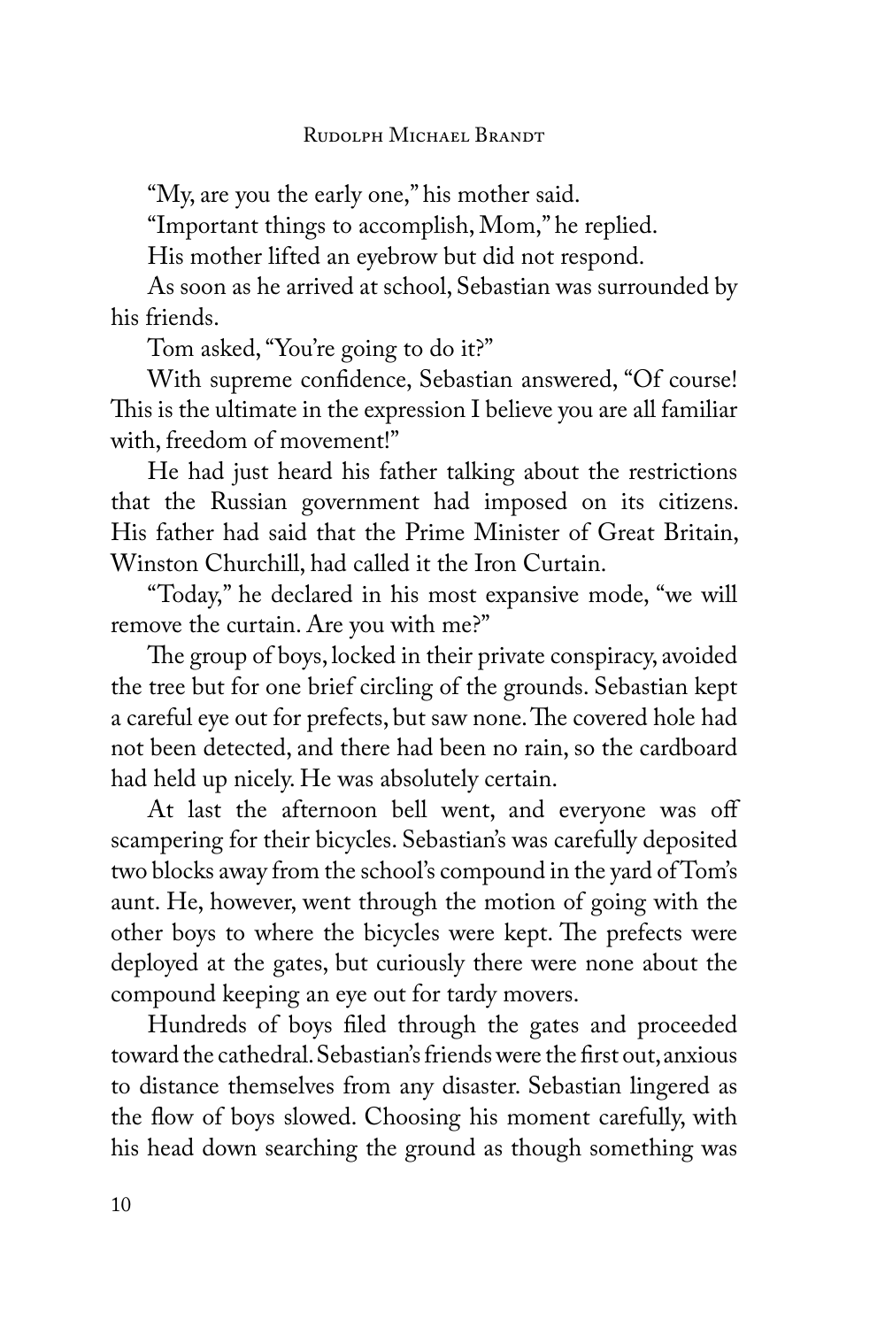"My, are you the early one," his mother said.

"Important things to accomplish, Mom," he replied.

His mother lifted an eyebrow but did not respond.

As soon as he arrived at school, Sebastian was surrounded by his friends.

Tom asked, "You're going to do it?"

With supreme confidence, Sebastian answered, "Of course! This is the ultimate in the expression I believe you are all familiar with, freedom of movement!"

He had just heard his father talking about the restrictions that the Russian government had imposed on its citizens. His father had said that the Prime Minister of Great Britain, Winston Churchill, had called it the Iron Curtain.

"Today," he declared in his most expansive mode, "we will remove the curtain. Are you with me?"

The group of boys, locked in their private conspiracy, avoided the tree but for one brief circling of the grounds. Sebastian kept a careful eye out for prefects, but saw none. The covered hole had not been detected, and there had been no rain, so the cardboard had held up nicely. He was absolutely certain.

At last the afternoon bell went, and everyone was off scampering for their bicycles. Sebastian's was carefully deposited two blocks away from the school's compound in the yard of Tom's aunt. He, however, went through the motion of going with the other boys to where the bicycles were kept. The prefects were deployed at the gates, but curiously there were none about the compound keeping an eye out for tardy movers.

Hundreds of boys filed through the gates and proceeded toward the cathedral. Sebastian's friends were the first out, anxious to distance themselves from any disaster. Sebastian lingered as the flow of boys slowed. Choosing his moment carefully, with his head down searching the ground as though something was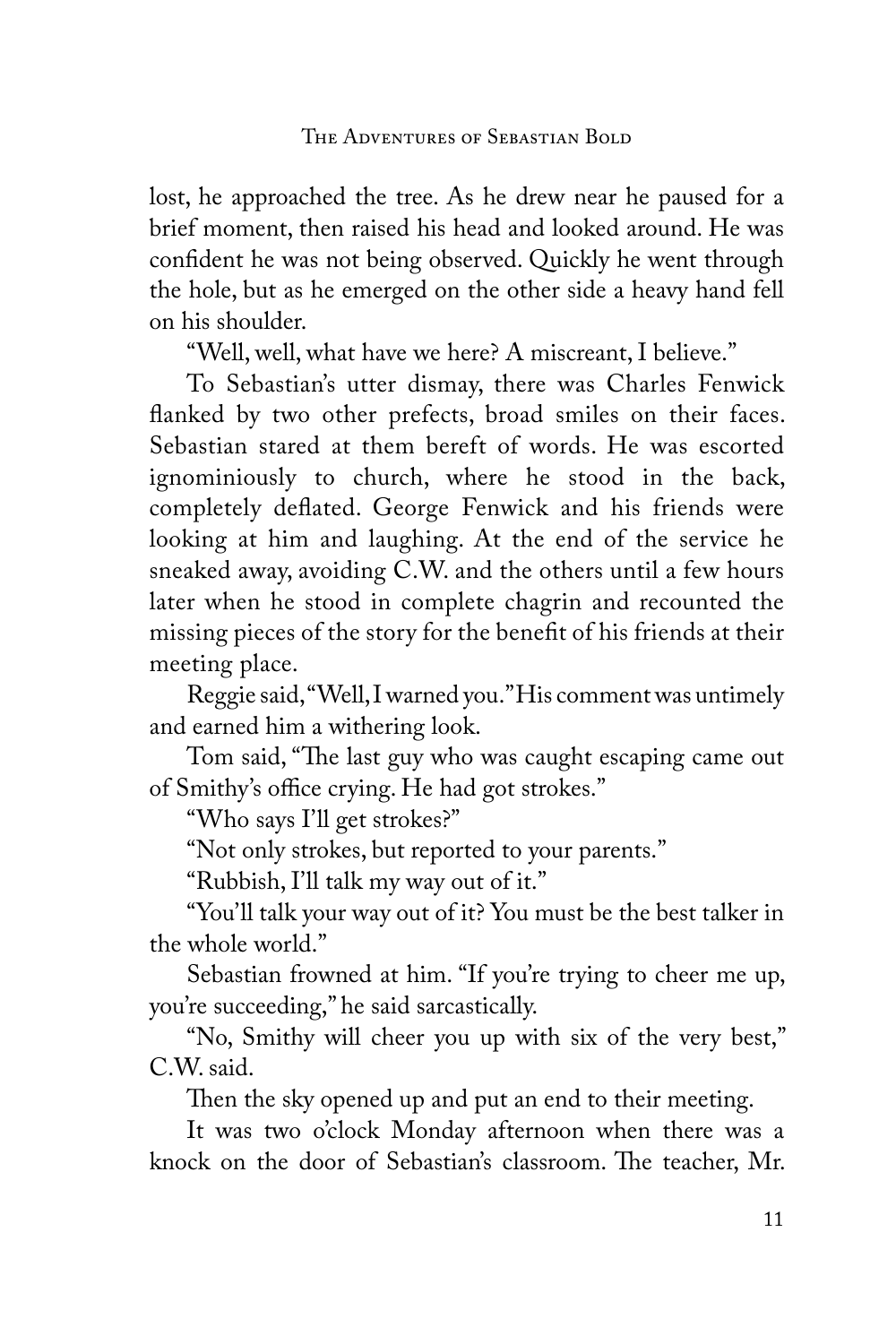lost, he approached the tree. As he drew near he paused for a brief moment, then raised his head and looked around. He was confident he was not being observed. Quickly he went through the hole, but as he emerged on the other side a heavy hand fell on his shoulder.

"Well, well, what have we here? A miscreant, I believe."

To Sebastian's utter dismay, there was Charles Fenwick flanked by two other prefects, broad smiles on their faces. Sebastian stared at them bereft of words. He was escorted ignominiously to church, where he stood in the back, completely deflated. George Fenwick and his friends were looking at him and laughing. At the end of the service he sneaked away, avoiding C.W. and the others until a few hours later when he stood in complete chagrin and recounted the missing pieces of the story for the benefit of his friends at their meeting place.

Reggie said, "Well, I warned you." His comment was untimely and earned him a withering look.

Tom said, "The last guy who was caught escaping came out of Smithy's office crying. He had got strokes."

"Who says I'll get strokes?"

"Not only strokes, but reported to your parents."

"Rubbish, I'll talk my way out of it."

"You'll talk your way out of it? You must be the best talker in the whole world."

Sebastian frowned at him. "If you're trying to cheer me up, you're succeeding," he said sarcastically.

"No, Smithy will cheer you up with six of the very best," C.W. said.

Then the sky opened up and put an end to their meeting.

It was two o'clock Monday afternoon when there was a knock on the door of Sebastian's classroom. The teacher, Mr.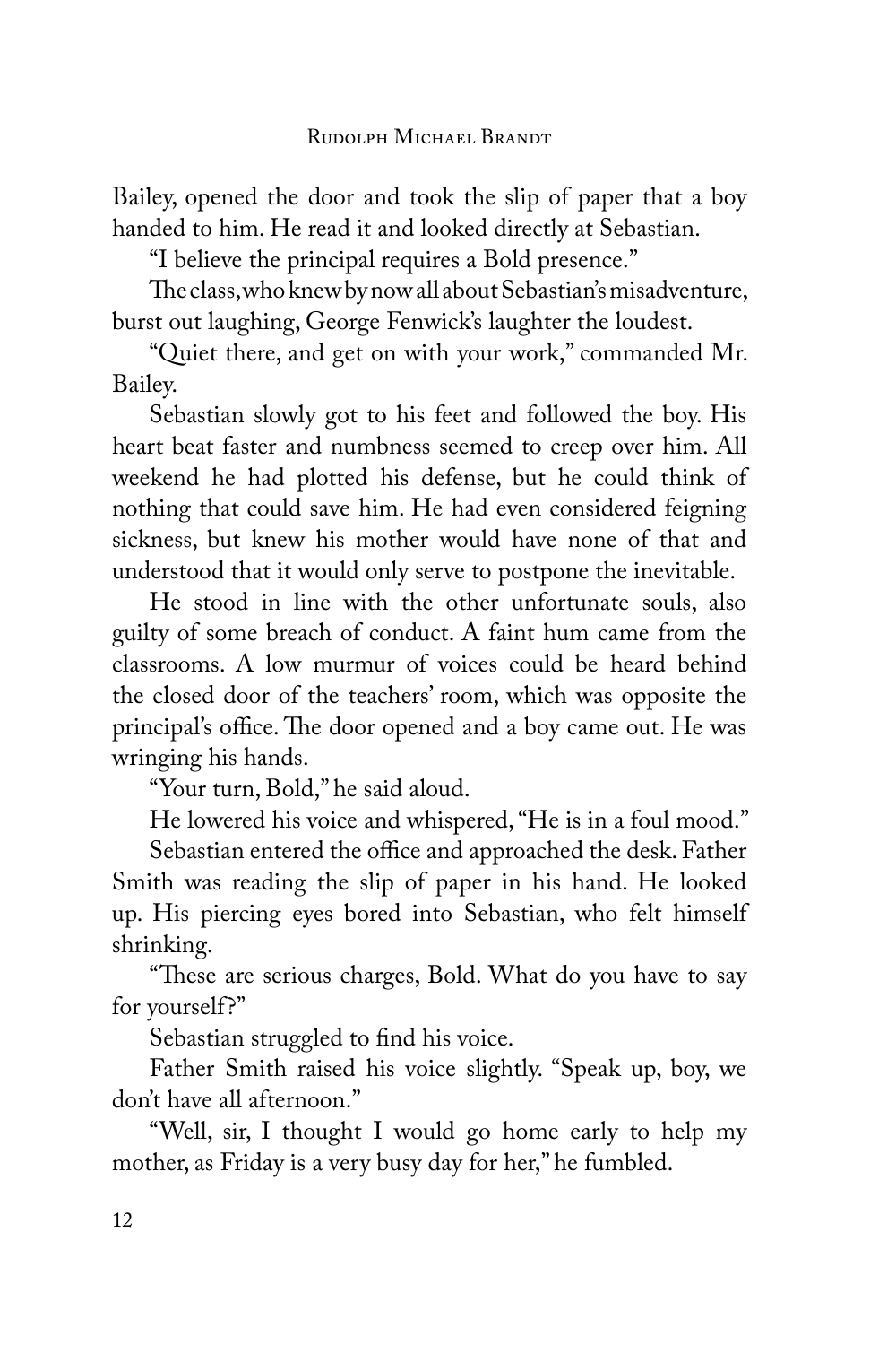Bailey, opened the door and took the slip of paper that a boy handed to him. He read it and looked directly at Sebastian.

"I believe the principal requires a Bold presence."

The class, who knew by now all about Sebastian's misadventure, burst out laughing, George Fenwick's laughter the loudest.

"Quiet there, and get on with your work," commanded Mr. Bailey.

Sebastian slowly got to his feet and followed the boy. His heart beat faster and numbness seemed to creep over him. All weekend he had plotted his defense, but he could think of nothing that could save him. He had even considered feigning sickness, but knew his mother would have none of that and understood that it would only serve to postpone the inevitable.

He stood in line with the other unfortunate souls, also guilty of some breach of conduct. A faint hum came from the classrooms. A low murmur of voices could be heard behind the closed door of the teachers' room, which was opposite the principal's office. The door opened and a boy came out. He was wringing his hands.

"Your turn, Bold," he said aloud.

He lowered his voice and whispered, "He is in a foul mood."

Sebastian entered the office and approached the desk. Father Smith was reading the slip of paper in his hand. He looked up. His piercing eyes bored into Sebastian, who felt himself shrinking.

"These are serious charges, Bold. What do you have to say for yourself?"

Sebastian struggled to find his voice.

Father Smith raised his voice slightly. "Speak up, boy, we don't have all afternoon."

"Well, sir, I thought I would go home early to help my mother, as Friday is a very busy day for her," he fumbled.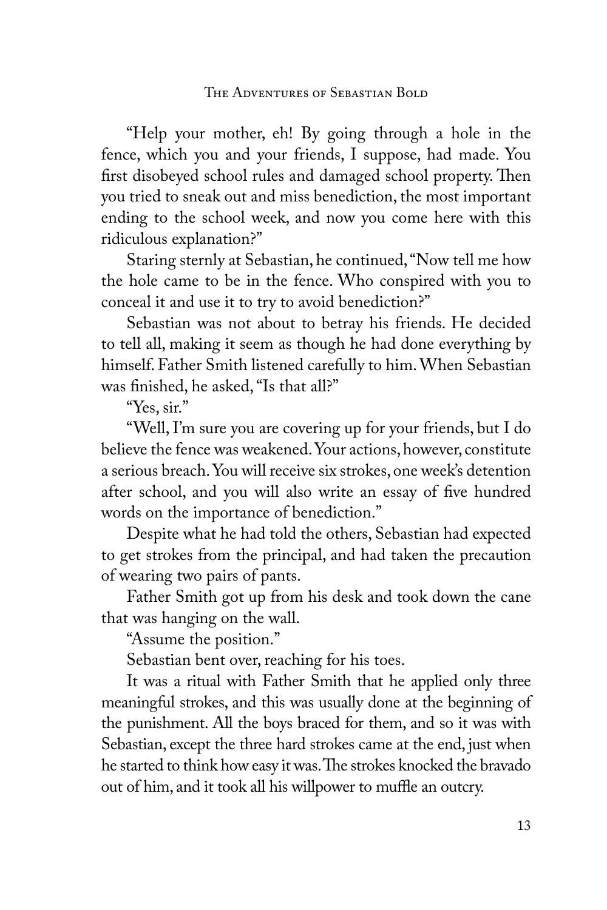"Help your mother, eh! By going through a hole in the fence, which you and your friends, I suppose, had made. You first disobeyed school rules and damaged school property. Then you tried to sneak out and miss benediction, the most important ending to the school week, and now you come here with this ridiculous explanation?"

Staring sternly at Sebastian, he continued, "Now tell me how the hole came to be in the fence. Who conspired with you to conceal it and use it to try to avoid benediction?"

Sebastian was not about to betray his friends. He decided to tell all, making it seem as though he had done everything by himself. Father Smith listened carefully to him. When Sebastian was finished, he asked, "Is that all?"

"Yes, sir."

"Well, I'm sure you are covering up for your friends, but I do believe the fence was weakened. Your actions, however, constitute a serious breach. You will receive six strokes, one week's detention after school, and you will also write an essay of five hundred words on the importance of benediction."

Despite what he had told the others, Sebastian had expected to get strokes from the principal, and had taken the precaution of wearing two pairs of pants.

Father Smith got up from his desk and took down the cane that was hanging on the wall.

"Assume the position."

Sebastian bent over, reaching for his toes.

It was a ritual with Father Smith that he applied only three meaningful strokes, and this was usually done at the beginning of the punishment. All the boys braced for them, and so it was with Sebastian, except the three hard strokes came at the end, just when he started to think how easy it was. The strokes knocked the bravado out of him, and it took all his willpower to muffle an outcry.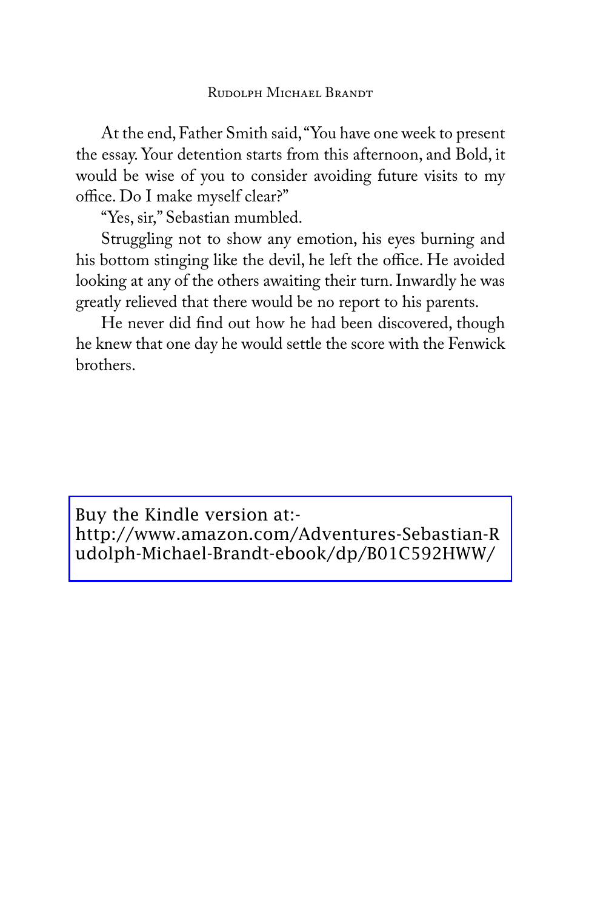At the end, Father Smith said, "You have one week to present the essay. Your detention starts from this afternoon, and Bold, it would be wise of you to consider avoiding future visits to my office. Do I make myself clear?"

"Yes, sir," Sebastian mumbled.

Struggling not to show any emotion, his eyes burning and his bottom stinging like the devil, he left the office. He avoided looking at any of the others awaiting their turn. Inwardly he was greatly relieved that there would be no report to his parents.

He never did find out how he had been discovered, though he knew that one day he would settle the score with the Fenwick brothers.

Buy the Kindle version at:-
http://www.amazon.com/Adventures-Sebastian-Rudolph-Michael-Brandt-ebook/dp/B01C592HWW/